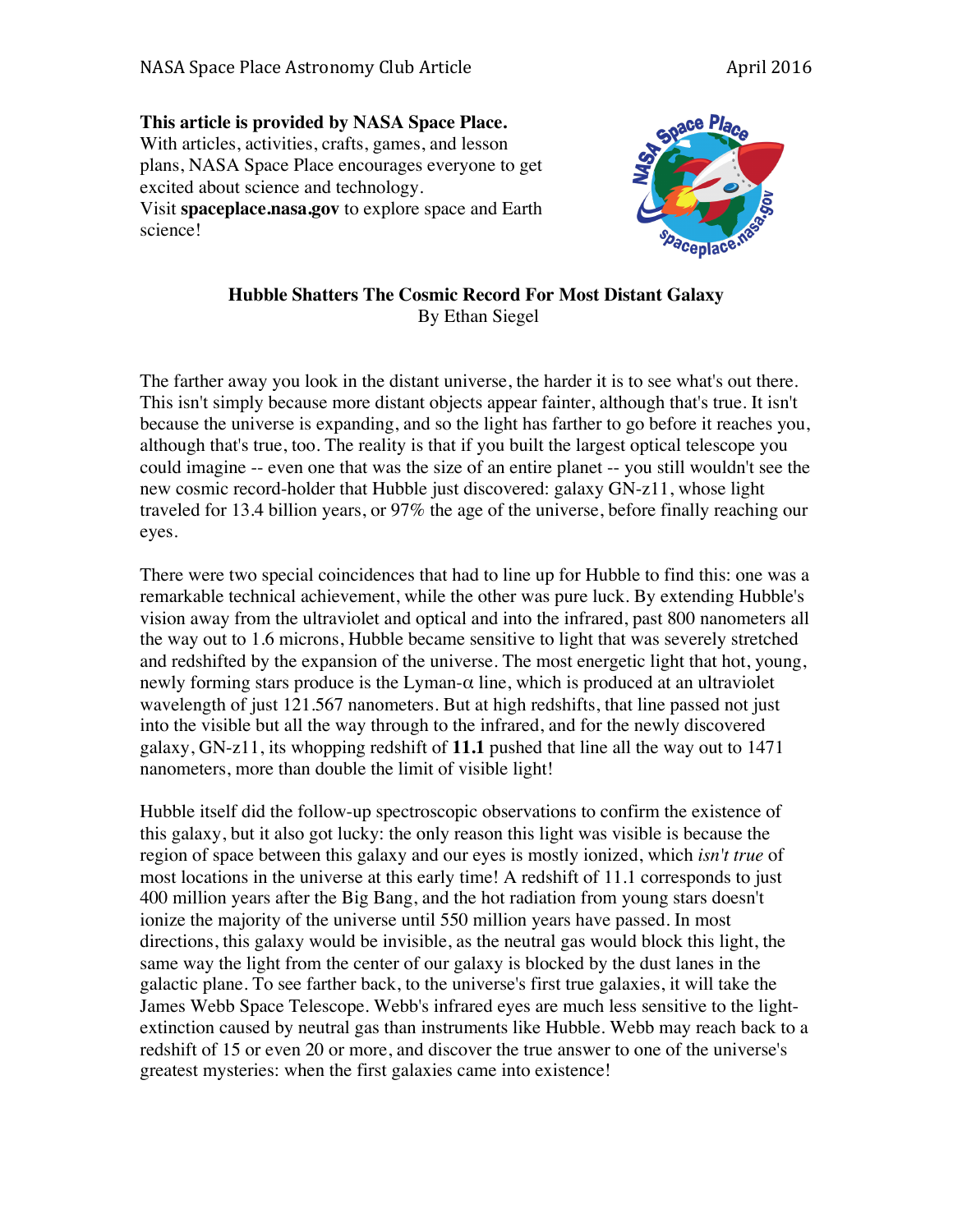**This article is provided by NASA Space Place.**
With articles, activities, crafts, games, and lesson plans, NASA Space Place encourages everyone to get excited about science and technology.
Visit **spaceplace.nasa.gov** to explore space and Earth science!

## Hubble Shatters The Cosmic Record For Most Distant Galaxy

By Ethan Siegel

The farther away you look in the distant universe, the harder it is to see what's out there. This isn't simply because more distant objects appear fainter, although that's true. It isn't because the universe is expanding, and so the light has farther to go before it reaches you, although that's true, too. The reality is that if you built the largest optical telescope you could imagine -- even one that was the size of an entire planet -- you still wouldn't see the new cosmic record-holder that Hubble just discovered: galaxy GN-z11, whose light traveled for 13.4 billion years, or 97% the age of the universe, before finally reaching our eyes.

There were two special coincidences that had to line up for Hubble to find this: one was a remarkable technical achievement, while the other was pure luck. By extending Hubble's vision away from the ultraviolet and optical and into the infrared, past 800 nanometers all the way out to 1.6 microns, Hubble became sensitive to light that was severely stretched and redshifted by the expansion of the universe. The most energetic light that hot, young, newly forming stars produce is the Lyman-$\alpha$ line, which is produced at an ultraviolet wavelength of just 121.567 nanometers. But at high redshifts, that line passed not just into the visible but all the way through to the infrared, and for the newly discovered galaxy, GN-z11, its whopping redshift of **11.1** pushed that line all the way out to 1471 nanometers, more than double the limit of visible light!

Hubble itself did the follow-up spectroscopic observations to confirm the existence of this galaxy, but it also got lucky: the only reason this light was visible is because the region of space between this galaxy and our eyes is mostly ionized, which *isn't true* of most locations in the universe at this early time! A redshift of 11.1 corresponds to just 400 million years after the Big Bang, and the hot radiation from young stars doesn't ionize the majority of the universe until 550 million years have passed. In most directions, this galaxy would be invisible, as the neutral gas would block this light, the same way the light from the center of our galaxy is blocked by the dust lanes in the galactic plane. To see farther back, to the universe's first true galaxies, it will take the James Webb Space Telescope. Webb's infrared eyes are much less sensitive to the light-extinction caused by neutral gas than instruments like Hubble. Webb may reach back to a redshift of 15 or even 20 or more, and discover the true answer to one of the universe's greatest mysteries: when the first galaxies came into existence!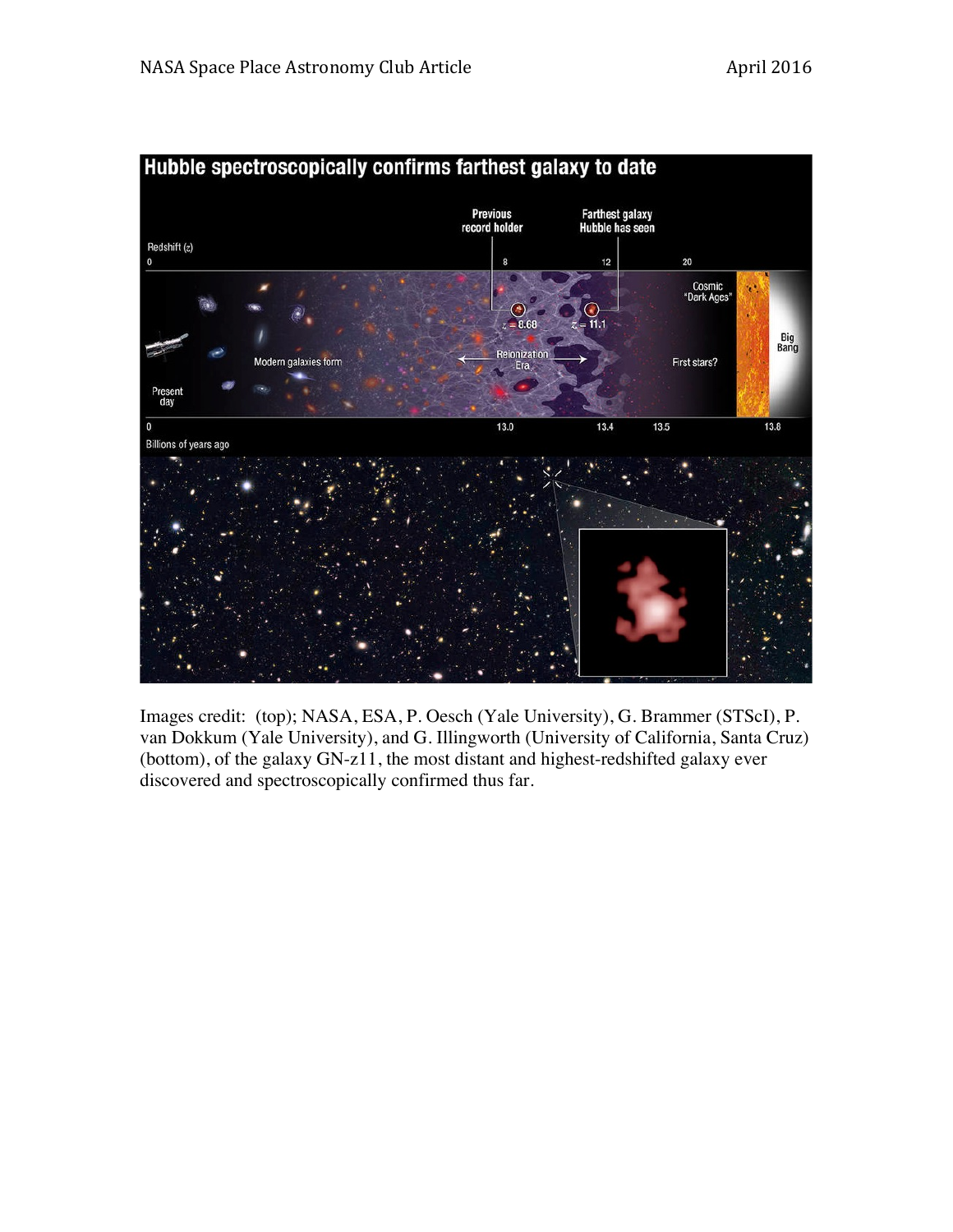Hubble spectroscopically confirms farthest galaxy to date

Previous record holder

Farthest galaxy Hubble has seen

Redshift (z)

0

8

12

20

z = 8.68

z = 11.1

Cosmic "Dark Ages"

Big Bang

Modern galaxies form

Reionization Era

First stars?

Present day

0

13.0

13.4

13.5

13.8

Billions of years ago

Images credit: (top); NASA, ESA, P. Oesch (Yale University), G. Brammer (STScI), P. van Dokkum (Yale University), and G. Illingworth (University of California, Santa Cruz) (bottom), of the galaxy GN-z11, the most distant and highest-redshifted galaxy ever discovered and spectroscopically confirmed thus far.